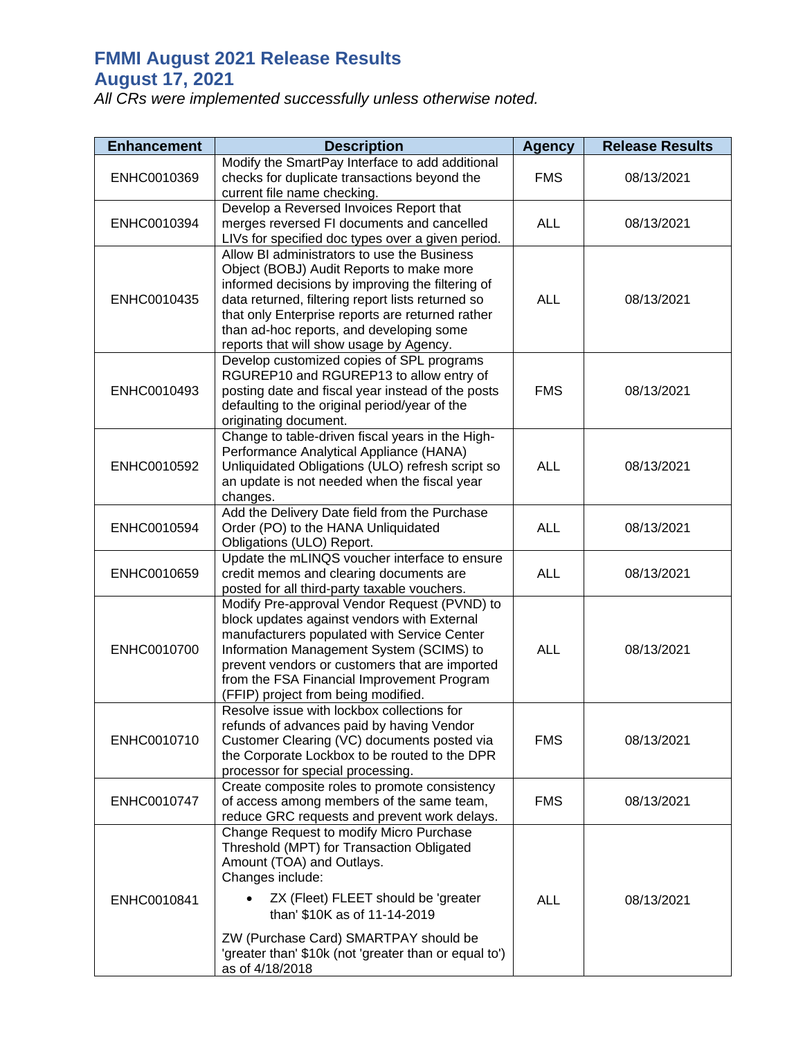# FMMI August 2021 Release Results
# August 17, 2021

*All CRs were implemented successfully unless otherwise noted.*

| Enhancement | Description | Agency | Release Results |
|---|---|---|---|
| ENHC0010369 | Modify the SmartPay Interface to add additional checks for duplicate transactions beyond the current file name checking. | FMS | 08/13/2021 |
| ENHC0010394 | Develop a Reversed Invoices Report that merges reversed FI documents and cancelled LIVs for specified doc types over a given period. | ALL | 08/13/2021 |
| ENHC0010435 | Allow BI administrators to use the Business Object (BOBJ) Audit Reports to make more informed decisions by improving the filtering of data returned, filtering report lists returned so that only Enterprise reports are returned rather than ad-hoc reports, and developing some reports that will show usage by Agency. | ALL | 08/13/2021 |
| ENHC0010493 | Develop customized copies of SPL programs RGUREP10 and RGUREP13 to allow entry of posting date and fiscal year instead of the posts defaulting to the original period/year of the originating document. | FMS | 08/13/2021 |
| ENHC0010592 | Change to table-driven fiscal years in the High-Performance Analytical Appliance (HANA) Unliquidated Obligations (ULO) refresh script so an update is not needed when the fiscal year changes. | ALL | 08/13/2021 |
| ENHC0010594 | Add the Delivery Date field from the Purchase Order (PO) to the HANA Unliquidated Obligations (ULO) Report. | ALL | 08/13/2021 |
| ENHC0010659 | Update the mLINQS voucher interface to ensure credit memos and clearing documents are posted for all third-party taxable vouchers. | ALL | 08/13/2021 |
| ENHC0010700 | Modify Pre-approval Vendor Request (PVND) to block updates against vendors with External manufacturers populated with Service Center Information Management System (SCIMS) to prevent vendors or customers that are imported from the FSA Financial Improvement Program (FFIP) project from being modified. | ALL | 08/13/2021 |
| ENHC0010710 | Resolve issue with lockbox collections for refunds of advances paid by having Vendor Customer Clearing (VC) documents posted via the Corporate Lockbox to be routed to the DPR processor for special processing. | FMS | 08/13/2021 |
| ENHC0010747 | Create composite roles to promote consistency of access among members of the same team, reduce GRC requests and prevent work delays. | FMS | 08/13/2021 |
| ENHC0010841 | Change Request to modify Micro Purchase Threshold (MPT) for Transaction Obligated Amount (TOA) and Outlays.<br>Changes include:<br>• ZX (Fleet) FLEET should be 'greater than' $10K as of 11-14-2019<br>ZW (Purchase Card) SMARTPAY should be 'greater than' $10k (not 'greater than or equal to') as of 4/18/2018 | ALL | 08/13/2021 |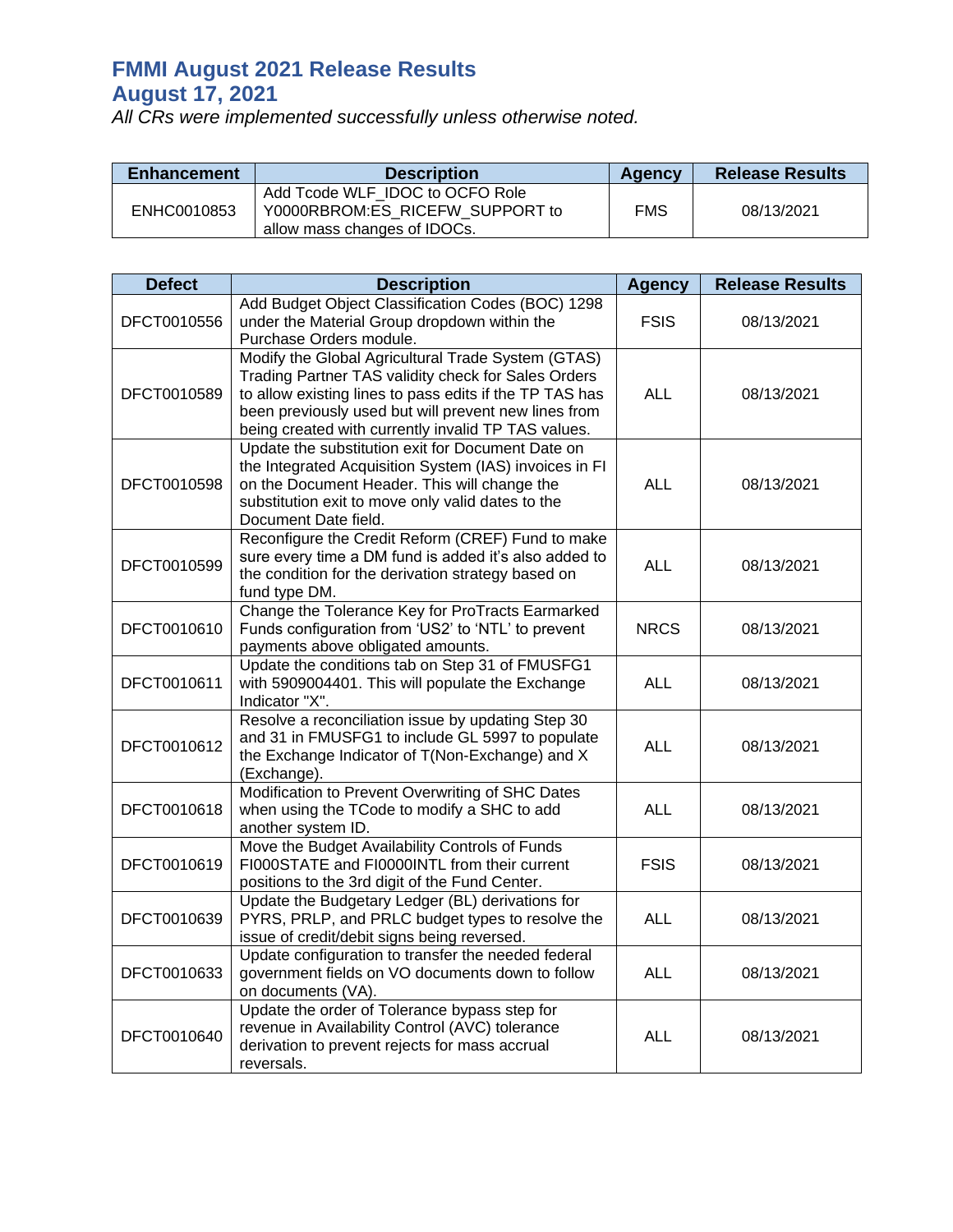# FMMI August 2021 Release Results
# August 17, 2021

*All CRs were implemented successfully unless otherwise noted.*

| Enhancement | Description | Agency | Release Results |
|---|---|---|---|
| ENHC0010853 | Add Tcode WLF_IDOC to OCFO Role Y0000RBROM:ES_RICEFW_SUPPORT to allow mass changes of IDOCs. | FMS | 08/13/2021 |

| Defect | Description | Agency | Release Results |
|---|---|---|---|
| DFCT0010556 | Add Budget Object Classification Codes (BOC) 1298 under the Material Group dropdown within the Purchase Orders module. | FSIS | 08/13/2021 |
| DFCT0010589 | Modify the Global Agricultural Trade System (GTAS) Trading Partner TAS validity check for Sales Orders to allow existing lines to pass edits if the TP TAS has been previously used but will prevent new lines from being created with currently invalid TP TAS values. | ALL | 08/13/2021 |
| DFCT0010598 | Update the substitution exit for Document Date on the Integrated Acquisition System (IAS) invoices in FI on the Document Header. This will change the substitution exit to move only valid dates to the Document Date field. | ALL | 08/13/2021 |
| DFCT0010599 | Reconfigure the Credit Reform (CREF) Fund to make sure every time a DM fund is added it's also added to the condition for the derivation strategy based on fund type DM. | ALL | 08/13/2021 |
| DFCT0010610 | Change the Tolerance Key for ProTracts Earmarked Funds configuration from 'US2' to 'NTL' to prevent payments above obligated amounts. | NRCS | 08/13/2021 |
| DFCT0010611 | Update the conditions tab on Step 31 of FMUSFG1 with 5909004401. This will populate the Exchange Indicator "X". | ALL | 08/13/2021 |
| DFCT0010612 | Resolve a reconciliation issue by updating Step 30 and 31 in FMUSFG1 to include GL 5997 to populate the Exchange Indicator of T(Non-Exchange) and X (Exchange). | ALL | 08/13/2021 |
| DFCT0010618 | Modification to Prevent Overwriting of SHC Dates when using the TCode to modify a SHC to add another system ID. | ALL | 08/13/2021 |
| DFCT0010619 | Move the Budget Availability Controls of Funds FI000STATE and FI0000INTL from their current positions to the 3rd digit of the Fund Center. | FSIS | 08/13/2021 |
| DFCT0010639 | Update the Budgetary Ledger (BL) derivations for PYRS, PRLP, and PRLC budget types to resolve the issue of credit/debit signs being reversed. | ALL | 08/13/2021 |
| DFCT0010633 | Update configuration to transfer the needed federal government fields on VO documents down to follow on documents (VA). | ALL | 08/13/2021 |
| DFCT0010640 | Update the order of Tolerance bypass step for revenue in Availability Control (AVC) tolerance derivation to prevent rejects for mass accrual reversals. | ALL | 08/13/2021 |